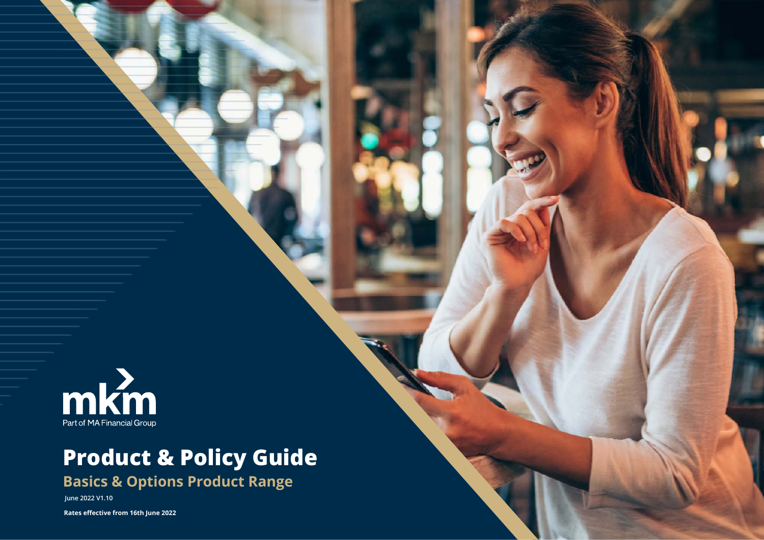mkm

Part of MA Financial Group

# Product & Policy Guide

## Basics & Options Product Range

**June 2022 V1.10**

**Rates effective from 16th June 2022**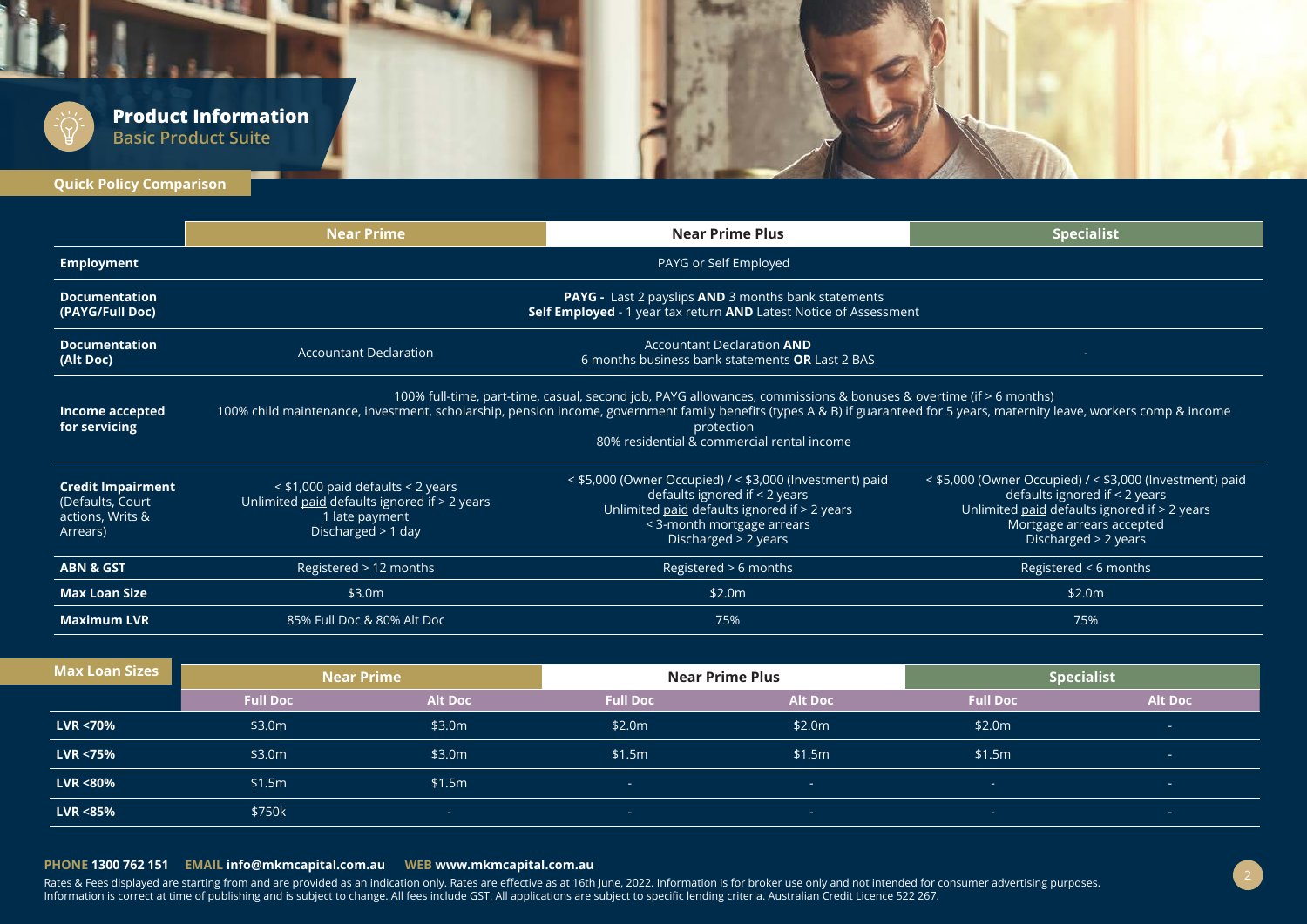# Product Information

## Basic Product Suite

### Quick Policy Comparison

| | Near Prime | Near Prime Plus | Specialist |
|---|---|---|---|
| **Employment** | PAYG or Self Employed | | |
| **Documentation (PAYG/Full Doc)** | **PAYG -** Last 2 payslips **AND** 3 months bank statements<br>**Self Employed** - 1 year tax return **AND** Latest Notice of Assessment | | |
| **Documentation (Alt Doc)** | Accountant Declaration | Accountant Declaration **AND** 6 months business bank statements **OR** Last 2 BAS | - |
| **Income accepted for servicing** | 100% full-time, part-time, casual, second job, PAYG allowances, commissions & bonuses & overtime (if > 6 months)<br>100% child maintenance, investment, scholarship, pension income, government family benefits (types A & B) if guaranteed for 5 years, maternity leave, workers comp & income protection<br>80% residential & commercial rental income | | |
| **Credit Impairment** (Defaults, Court actions, Writs & Arrears) | < $1,000 paid defaults < 2 years<br>Unlimited paid defaults ignored if > 2 years<br>1 late payment<br>Discharged > 1 day | < $5,000 (Owner Occupied) / < $3,000 (Investment) paid defaults ignored if < 2 years<br>Unlimited paid defaults ignored if > 2 years<br>< 3-month mortgage arrears<br>Discharged > 2 years | < $5,000 (Owner Occupied) / < $3,000 (Investment) paid defaults ignored if < 2 years<br>Unlimited paid defaults ignored if > 2 years<br>Mortgage arrears accepted<br>Discharged > 2 years |
| **ABN & GST** | Registered > 12 months | Registered > 6 months | Registered < 6 months |
| **Max Loan Size** | $3.0m | $2.0m | $2.0m |
| **Maximum LVR** | 85% Full Doc & 80% Alt Doc | 75% | 75% |

### Max Loan Sizes

| | Near Prime | | Near Prime Plus | | Specialist | |
|---|---|---|---|---|---|---|
| | **Full Doc** | **Alt Doc** | **Full Doc** | **Alt Doc** | **Full Doc** | **Alt Doc** |
| **LVR <70%** | $3.0m | $3.0m | $2.0m | $2.0m | $2.0m | - |
| **LVR <75%** | $3.0m | $3.0m | $1.5m | $1.5m | $1.5m | - |
| **LVR <80%** | $1.5m | $1.5m | - | - | - | - |
| **LVR <85%** | $750k | - | - | - | - | - |

**PHONE** 1300 762 151 **EMAIL** info@mkmcapital.com.au **WEB** www.mkmcapital.com.au

Rates & Fees displayed are starting from and are provided as an indication only. Rates are effective as at 16th June, 2022. Information is for broker use only and not intended for consumer advertising purposes. Information is correct at time of publishing and is subject to change. All fees include GST. All applications are subject to specific lending criteria. Australian Credit Licence 522 267.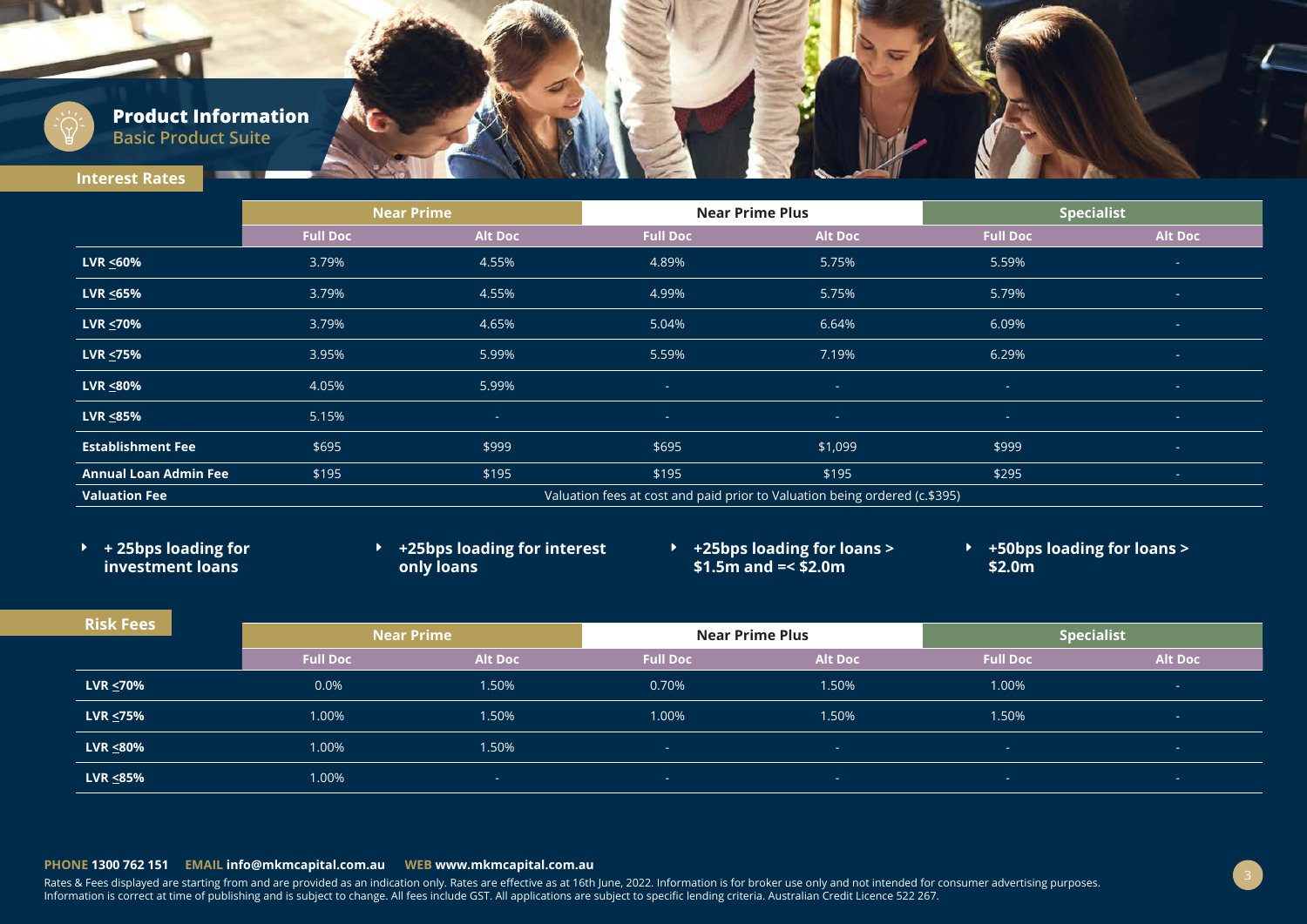# Product Information

## Basic Product Suite

### Interest Rates

| | Near Prime | | Near Prime Plus | | Specialist | |
|---|---|---|---|---|---|---|
| | Full Doc | Alt Doc | Full Doc | Alt Doc | Full Doc | Alt Doc |
| **LVR ≤60%** | 3.79% | 4.55% | 4.89% | 5.75% | 5.59% | - |
| **LVR ≤65%** | 3.79% | 4.55% | 4.99% | 5.75% | 5.79% | - |
| **LVR ≤70%** | 3.79% | 4.65% | 5.04% | 6.64% | 6.09% | - |
| **LVR ≤75%** | 3.95% | 5.99% | 5.59% | 7.19% | 6.29% | - |
| **LVR ≤80%** | 4.05% | 5.99% | - | - | - | - |
| **LVR ≤85%** | 5.15% | - | - | - | - | - |
| **Establishment Fee** | $695 | $999 | $695 | $1,099 | $999 | - |
| **Annual Loan Admin Fee** | $195 | $195 | $195 | $195 | $295 | - |
| **Valuation Fee** | Valuation fees at cost and paid prior to Valuation being ordered (c.$395) | | | | | |

- **+ 25bps loading for investment loans**
- **+25bps loading for interest only loans**
- **+25bps loading for loans > $1.5m and =< $2.0m**
- **+50bps loading for loans > $2.0m**

### Risk Fees

| | Near Prime | | Near Prime Plus | | Specialist | |
|---|---|---|---|---|---|---|
| | Full Doc | Alt Doc | Full Doc | Alt Doc | Full Doc | Alt Doc |
| **LVR ≤70%** | 0.0% | 1.50% | 0.70% | 1.50% | 1.00% | - |
| **LVR ≤75%** | 1.00% | 1.50% | 1.00% | 1.50% | 1.50% | - |
| **LVR ≤80%** | 1.00% | 1.50% | - | - | - | - |
| **LVR ≤85%** | 1.00% | - | - | - | - | - |

**PHONE** 1300 762 151 **EMAIL** info@mkmcapital.com.au **WEB** www.mkmcapital.com.au

Rates & Fees displayed are starting from and are provided as an indication only. Rates are effective as at 16th June, 2022. Information is for broker use only and not intended for consumer advertising purposes. Information is correct at time of publishing and is subject to change. All fees include GST. All applications are subject to specific lending criteria. Australian Credit Licence 522 267.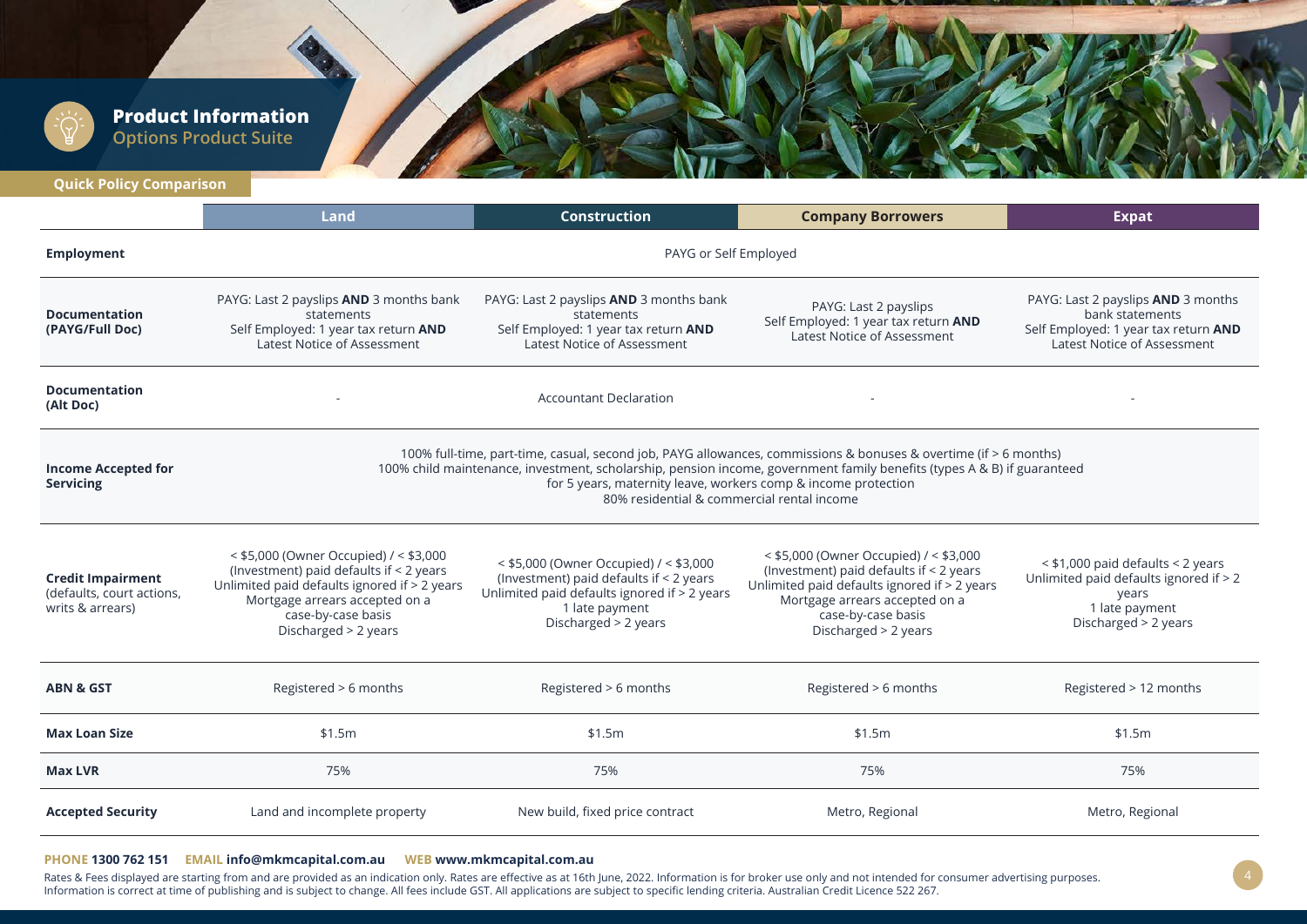# Product Information

## Options Product Suite

### Quick Policy Comparison

| | Land | Construction | Company Borrowers | Expat |
|---|---|---|---|---|
| **Employment** | PAYG or Self Employed | | | |
| **Documentation (PAYG/Full Doc)** | PAYG: Last 2 payslips **AND** 3 months bank statements<br>Self Employed: 1 year tax return **AND** Latest Notice of Assessment | PAYG: Last 2 payslips **AND** 3 months bank statements<br>Self Employed: 1 year tax return **AND** Latest Notice of Assessment | PAYG: Last 2 payslips<br>Self Employed: 1 year tax return **AND** Latest Notice of Assessment | PAYG: Last 2 payslips **AND** 3 months bank statements<br>Self Employed: 1 year tax return **AND** Latest Notice of Assessment |
| **Documentation (Alt Doc)** | - | Accountant Declaration | - | - |
| **Income Accepted for Servicing** | 100% full-time, part-time, casual, second job, PAYG allowances, commissions & bonuses & overtime (if > 6 months)<br>100% child maintenance, investment, scholarship, pension income, government family benefits (types A & B) if guaranteed for 5 years, maternity leave, workers comp & income protection<br>80% residential & commercial rental income | | | |
| **Credit Impairment** (defaults, court actions, writs & arrears) | < $5,000 (Owner Occupied) / < $3,000 (Investment) paid defaults if < 2 years<br>Unlimited paid defaults ignored if > 2 years<br>Mortgage arrears accepted on a case-by-case basis<br>Discharged > 2 years | < $5,000 (Owner Occupied) / < $3,000 (Investment) paid defaults if < 2 years<br>Unlimited paid defaults ignored if > 2 years<br>1 late payment<br>Discharged > 2 years | < $5,000 (Owner Occupied) / < $3,000 (Investment) paid defaults if < 2 years<br>Unlimited paid defaults ignored if > 2 years<br>Mortgage arrears accepted on a case-by-case basis<br>Discharged > 2 years | < $1,000 paid defaults < 2 years<br>Unlimited paid defaults ignored if > 2 years<br>1 late payment<br>Discharged > 2 years |
| **ABN & GST** | Registered > 6 months | Registered > 6 months | Registered > 6 months | Registered > 12 months |
| **Max Loan Size** | $1.5m | $1.5m | $1.5m | $1.5m |
| **Max LVR** | 75% | 75% | 75% | 75% |
| **Accepted Security** | Land and incomplete property | New build, fixed price contract | Metro, Regional | Metro, Regional |

**PHONE** 1300 762 151 **EMAIL** info@mkmcapital.com.au **WEB** www.mkmcapital.com.au

Rates & Fees displayed are starting from and are provided as an indication only. Rates are effective as at 16th June, 2022. Information is for broker use only and not intended for consumer advertising purposes. Information is correct at time of publishing and is subject to change. All fees include GST. All applications are subject to specific lending criteria. Australian Credit Licence 522 267.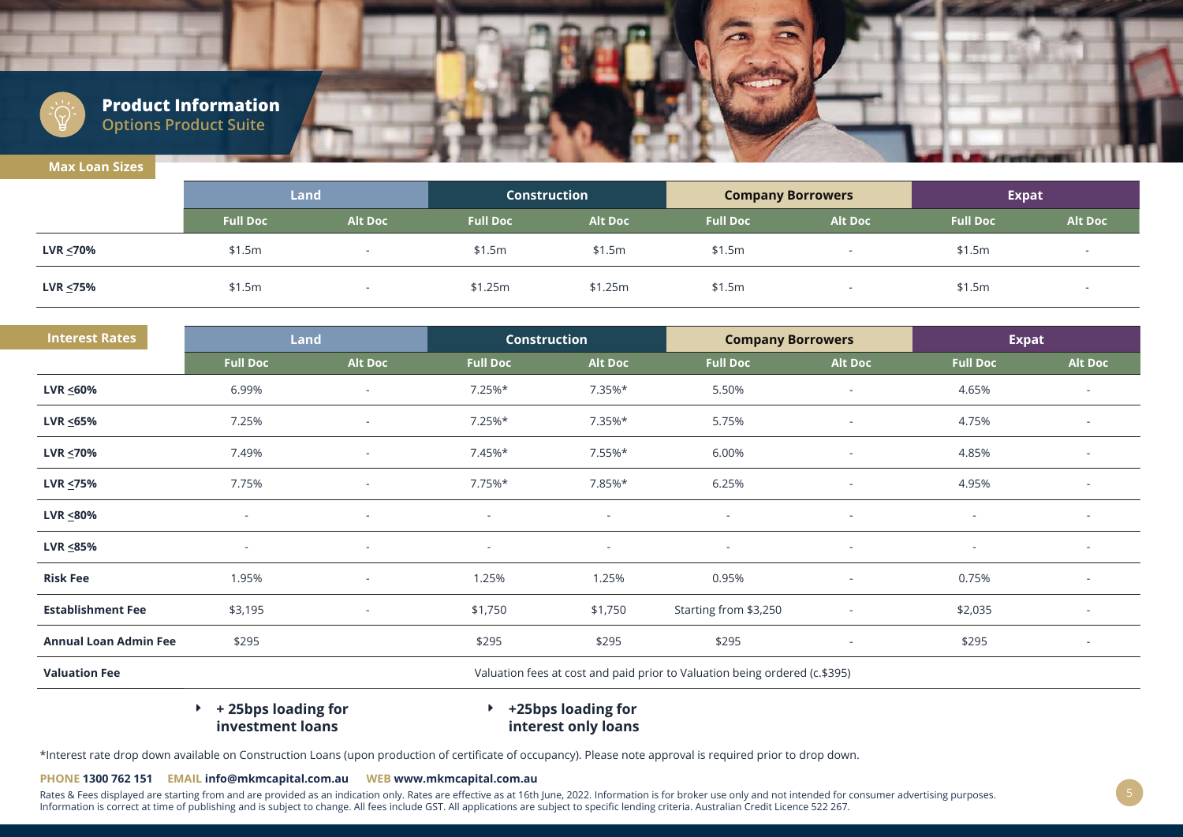# Product Information

## Options Product Suite

### Max Loan Sizes

| | Land | | Construction | | Company Borrowers | | Expat | |
|---|---|---|---|---|---|---|---|---|
| | Full Doc | Alt Doc | Full Doc | Alt Doc | Full Doc | Alt Doc | Full Doc | Alt Doc |
| **LVR ≤70%** | $1.5m | - | $1.5m | $1.5m | $1.5m | - | $1.5m | - |
| **LVR ≤75%** | $1.5m | - | $1.25m | $1.25m | $1.5m | - | $1.5m | - |

### Interest Rates

| | Land | | Construction | | Company Borrowers | | Expat | |
|---|---|---|---|---|---|---|---|---|
| | Full Doc | Alt Doc | Full Doc | Alt Doc | Full Doc | Alt Doc | Full Doc | Alt Doc |
| **LVR ≤60%** | 6.99% | - | 7.25%* | 7.35%* | 5.50% | - | 4.65% | - |
| **LVR ≤65%** | 7.25% | - | 7.25%* | 7.35%* | 5.75% | - | 4.75% | - |
| **LVR ≤70%** | 7.49% | - | 7.45%* | 7.55%* | 6.00% | - | 4.85% | - |
| **LVR ≤75%** | 7.75% | - | 7.75%* | 7.85%* | 6.25% | - | 4.95% | - |
| **LVR ≤80%** | - | - | - | - | - | - | - | - |
| **LVR ≤85%** | - | - | - | - | - | - | - | - |
| **Risk Fee** | 1.95% | - | 1.25% | 1.25% | 0.95% | - | 0.75% | - |
| **Establishment Fee** | $3,195 | - | $1,750 | $1,750 | Starting from $3,250 | - | $2,035 | - |
| **Annual Loan Admin Fee** | $295 | | $295 | $295 | $295 | - | $295 | - |
| **Valuation Fee** | Valuation fees at cost and paid prior to Valuation being ordered (c.$395) | | | | | | | |

- **+ 25bps loading for investment loans**
- **+25bps loading for interest only loans**

*Interest rate drop down available on Construction Loans (upon production of certificate of occupancy). Please note approval is required prior to drop down.

**PHONE 1300 762 151** **EMAIL info@mkmcapital.com.au** **WEB www.mkmcapital.com.au**

Rates & Fees displayed are starting from and are provided as an indication only. Rates are effective as at 16th June, 2022. Information is for broker use only and not intended for consumer advertising purposes. Information is correct at time of publishing and is subject to change. All fees include GST. All applications are subject to specific lending criteria. Australian Credit Licence 522 267.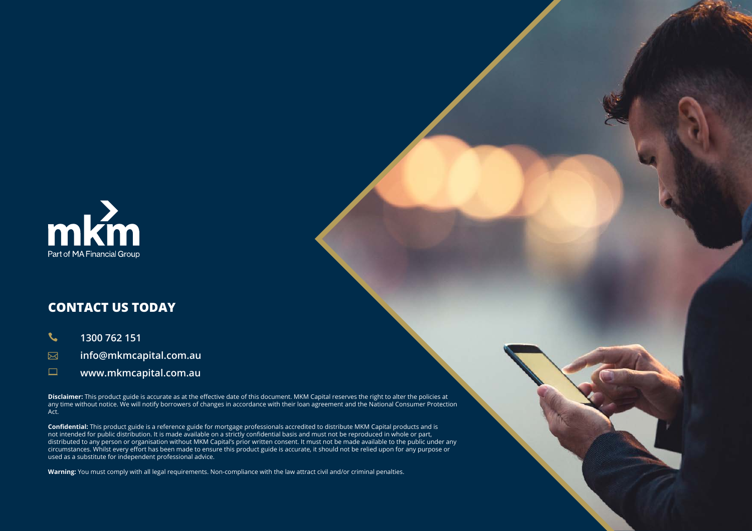mkm

Part of MA Financial Group

## CONTACT US TODAY

1300 762 151

info@mkmcapital.com.au

www.mkmcapital.com.au

**Disclaimer:** This product guide is accurate as at the effective date of this document. MKM Capital reserves the right to alter the policies at any time without notice. We will notify borrowers of changes in accordance with their loan agreement and the National Consumer Protection Act.

**Confidential:** This product guide is a reference guide for mortgage professionals accredited to distribute MKM Capital products and is not intended for public distribution. It is made available on a strictly confidential basis and must not be reproduced in whole or part, distributed to any person or organisation without MKM Capital's prior written consent. It must not be made available to the public under any circumstances. Whilst every effort has been made to ensure this product guide is accurate, it should not be relied upon for any purpose or used as a substitute for independent professional advice.

**Warning:** You must comply with all legal requirements. Non-compliance with the law attract civil and/or criminal penalties.